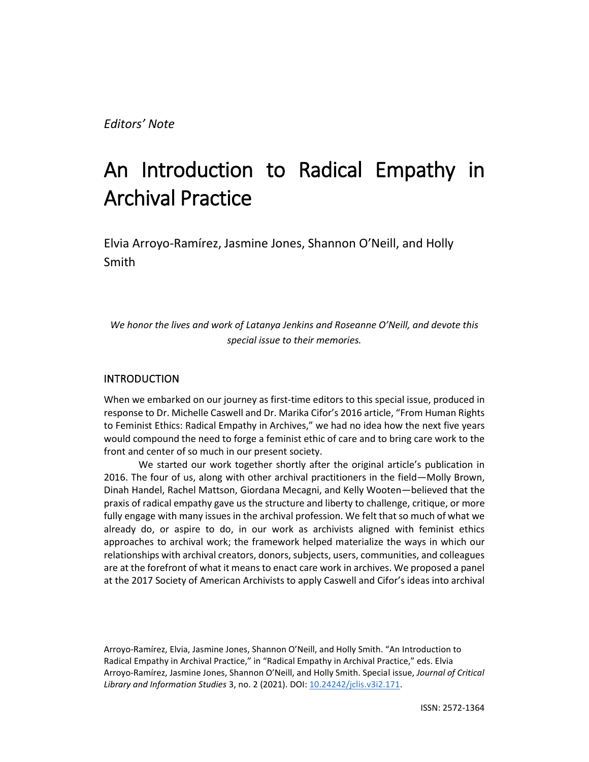*Editors' Note*

# An Introduction to Radical Empathy in Archival Practice

Elvia Arroyo-Ramírez, Jasmine Jones, Shannon O'Neill, and Holly Smith

*We honor the lives and work of Latanya Jenkins and Roseanne O'Neill, and devote this special issue to their memories.*

## INTRODUCTION

When we embarked on our journey as first-time editors to this special issue, produced in response to Dr. Michelle Caswell and Dr. Marika Cifor's 2016 article, "From Human Rights to Feminist Ethics: Radical Empathy in Archives," we had no idea how the next five years would compound the need to forge a feminist ethic of care and to bring care work to the front and center of so much in our present society.

We started our work together shortly after the original article's publication in 2016. The four of us, along with other archival practitioners in the field—Molly Brown, Dinah Handel, Rachel Mattson, Giordana Mecagni, and Kelly Wooten—believed that the praxis of radical empathy gave us the structure and liberty to challenge, critique, or more fully engage with many issues in the archival profession. We felt that so much of what we already do, or aspire to do, in our work as archivists aligned with feminist ethics approaches to archival work; the framework helped materialize the ways in which our relationships with archival creators, donors, subjects, users, communities, and colleagues are at the forefront of what it means to enact care work in archives. We proposed a panel at the 2017 Society of American Archivists to apply Caswell and Cifor's ideas into archival

Arroyo-Ramírez, Elvia, Jasmine Jones, Shannon O'Neill, and Holly Smith. "An Introduction to Radical Empathy in Archival Practice," in "Radical Empathy in Archival Practice," eds. Elvia Arroyo-Ramírez, Jasmine Jones, Shannon O'Neill, and Holly Smith. Special issue, *Journal of Critical Library and Information Studies* 3, no. 2 (2021). DOI: [10.24242/jclis.v3i2.171](https://doi.org/10.24242/jclis.v3i2.171).

ISSN: 2572-1364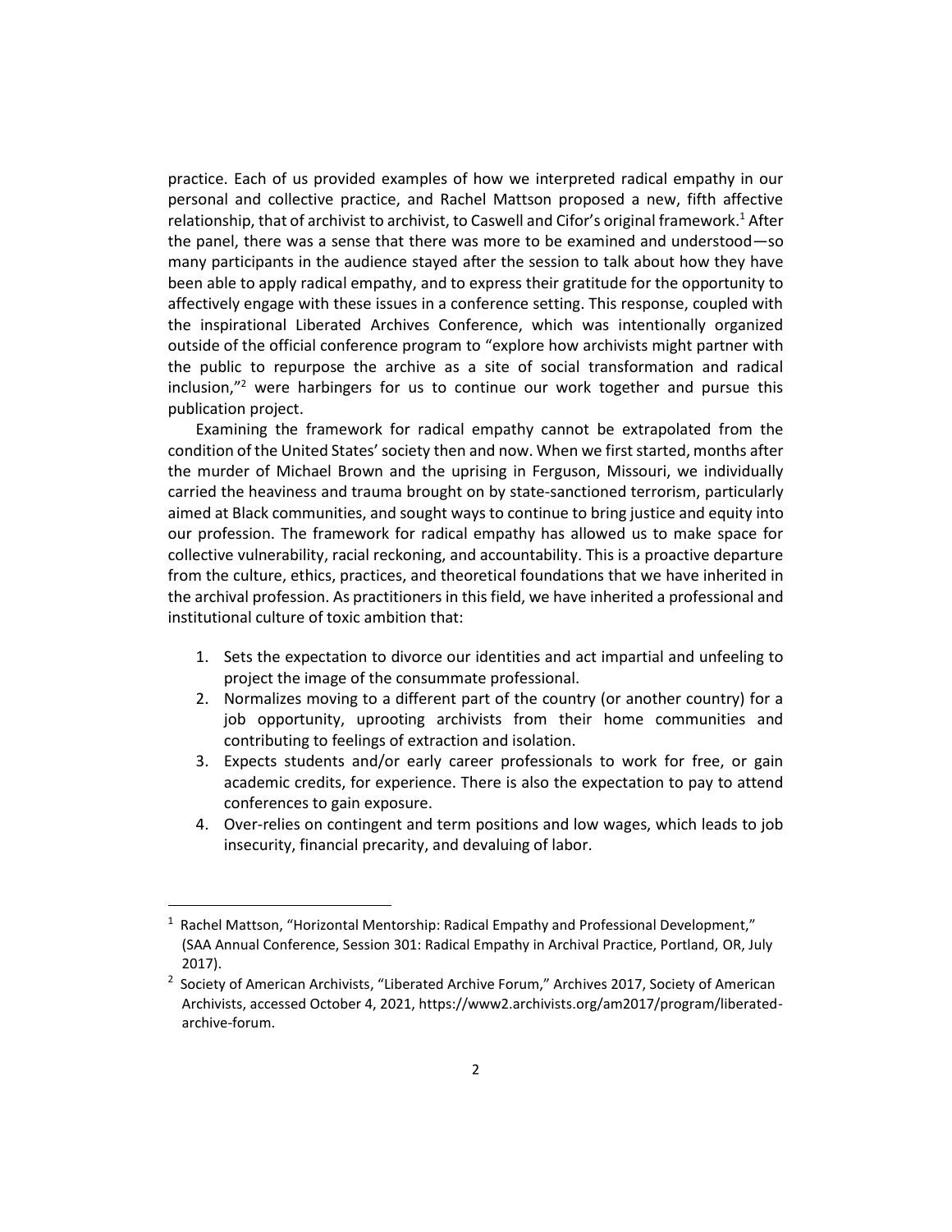practice. Each of us provided examples of how we interpreted radical empathy in our personal and collective practice, and Rachel Mattson proposed a new, fifth affective relationship, that of archivist to archivist, to Caswell and Cifor's original framework.[1] After the panel, there was a sense that there was more to be examined and understood—so many participants in the audience stayed after the session to talk about how they have been able to apply radical empathy, and to express their gratitude for the opportunity to affectively engage with these issues in a conference setting. This response, coupled with the inspirational Liberated Archives Conference, which was intentionally organized outside of the official conference program to "explore how archivists might partner with the public to repurpose the archive as a site of social transformation and radical inclusion,"[2] were harbingers for us to continue our work together and pursue this publication project.

Examining the framework for radical empathy cannot be extrapolated from the condition of the United States' society then and now. When we first started, months after the murder of Michael Brown and the uprising in Ferguson, Missouri, we individually carried the heaviness and trauma brought on by state-sanctioned terrorism, particularly aimed at Black communities, and sought ways to continue to bring justice and equity into our profession. The framework for radical empathy has allowed us to make space for collective vulnerability, racial reckoning, and accountability. This is a proactive departure from the culture, ethics, practices, and theoretical foundations that we have inherited in the archival profession. As practitioners in this field, we have inherited a professional and institutional culture of toxic ambition that:

1. Sets the expectation to divorce our identities and act impartial and unfeeling to project the image of the consummate professional.
2. Normalizes moving to a different part of the country (or another country) for a job opportunity, uprooting archivists from their home communities and contributing to feelings of extraction and isolation.
3. Expects students and/or early career professionals to work for free, or gain academic credits, for experience. There is also the expectation to pay to attend conferences to gain exposure.
4. Over-relies on contingent and term positions and low wages, which leads to job insecurity, financial precarity, and devaluing of labor.

---

[1] Rachel Mattson, "Horizontal Mentorship: Radical Empathy and Professional Development," (SAA Annual Conference, Session 301: Radical Empathy in Archival Practice, Portland, OR, July 2017).

[2] Society of American Archivists, "Liberated Archive Forum," Archives 2017, Society of American Archivists, accessed October 4, 2021, https://www2.archivists.org/am2017/program/liberated-archive-forum.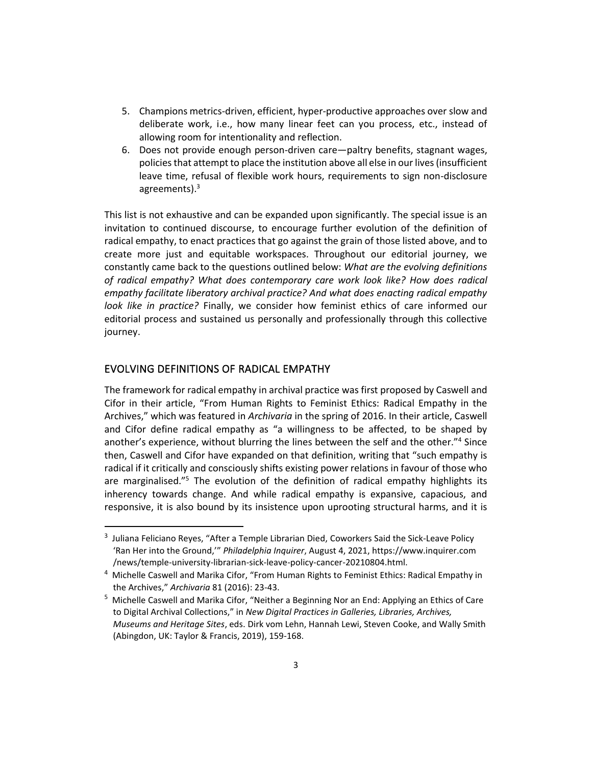5. Champions metrics-driven, efficient, hyper-productive approaches over slow and deliberate work, i.e., how many linear feet can you process, etc., instead of allowing room for intentionality and reflection.
6. Does not provide enough person-driven care—paltry benefits, stagnant wages, policies that attempt to place the institution above all else in our lives (insufficient leave time, refusal of flexible work hours, requirements to sign non-disclosure agreements).[3]

This list is not exhaustive and can be expanded upon significantly. The special issue is an invitation to continued discourse, to encourage further evolution of the definition of radical empathy, to enact practices that go against the grain of those listed above, and to create more just and equitable workspaces. Throughout our editorial journey, we constantly came back to the questions outlined below: *What are the evolving definitions of radical empathy? What does contemporary care work look like? How does radical empathy facilitate liberatory archival practice? And what does enacting radical empathy look like in practice?* Finally, we consider how feminist ethics of care informed our editorial process and sustained us personally and professionally through this collective journey.

## EVOLVING DEFINITIONS OF RADICAL EMPATHY

The framework for radical empathy in archival practice was first proposed by Caswell and Cifor in their article, "From Human Rights to Feminist Ethics: Radical Empathy in the Archives," which was featured in *Archivaria* in the spring of 2016. In their article, Caswell and Cifor define radical empathy as "a willingness to be affected, to be shaped by another's experience, without blurring the lines between the self and the other."[4] Since then, Caswell and Cifor have expanded on that definition, writing that "such empathy is radical if it critically and consciously shifts existing power relations in favour of those who are marginalised."[5] The evolution of the definition of radical empathy highlights its inherency towards change. And while radical empathy is expansive, capacious, and responsive, it is also bound by its insistence upon uprooting structural harms, and it is

---

[3] Juliana Feliciano Reyes, "After a Temple Librarian Died, Coworkers Said the Sick-Leave Policy 'Ran Her into the Ground,'" *Philadelphia Inquirer*, August 4, 2021, https://www.inquirer.com /news/temple-university-librarian-sick-leave-policy-cancer-20210804.html.

[4] Michelle Caswell and Marika Cifor, "From Human Rights to Feminist Ethics: Radical Empathy in the Archives," *Archivaria* 81 (2016): 23-43.

[5] Michelle Caswell and Marika Cifor, "Neither a Beginning Nor an End: Applying an Ethics of Care to Digital Archival Collections," in *New Digital Practices in Galleries, Libraries, Archives, Museums and Heritage Sites*, eds. Dirk vom Lehn, Hannah Lewi, Steven Cooke, and Wally Smith (Abingdon, UK: Taylor & Francis, 2019), 159-168.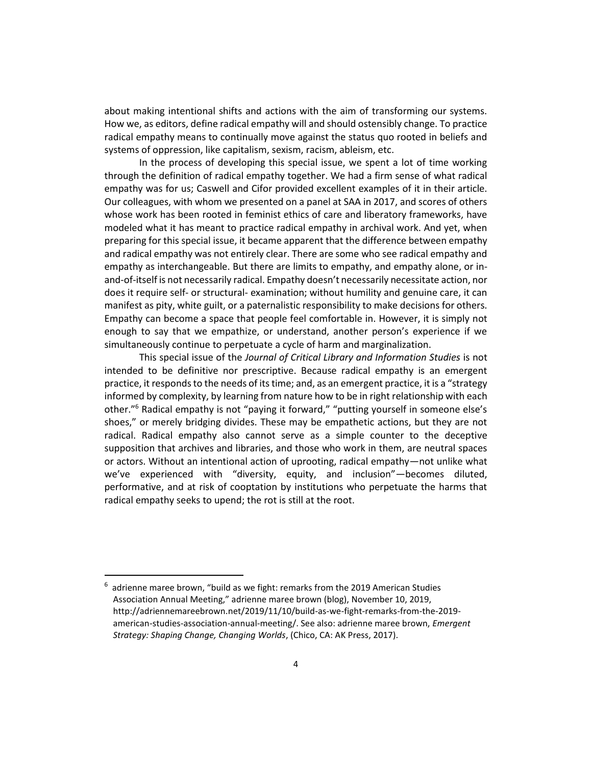about making intentional shifts and actions with the aim of transforming our systems. How we, as editors, define radical empathy will and should ostensibly change. To practice radical empathy means to continually move against the status quo rooted in beliefs and systems of oppression, like capitalism, sexism, racism, ableism, etc.

In the process of developing this special issue, we spent a lot of time working through the definition of radical empathy together. We had a firm sense of what radical empathy was for us; Caswell and Cifor provided excellent examples of it in their article. Our colleagues, with whom we presented on a panel at SAA in 2017, and scores of others whose work has been rooted in feminist ethics of care and liberatory frameworks, have modeled what it has meant to practice radical empathy in archival work. And yet, when preparing for this special issue, it became apparent that the difference between empathy and radical empathy was not entirely clear. There are some who see radical empathy and empathy as interchangeable. But there are limits to empathy, and empathy alone, or in-and-of-itself is not necessarily radical. Empathy doesn't necessarily necessitate action, nor does it require self- or structural- examination; without humility and genuine care, it can manifest as pity, white guilt, or a paternalistic responsibility to make decisions for others. Empathy can become a space that people feel comfortable in. However, it is simply not enough to say that we empathize, or understand, another person's experience if we simultaneously continue to perpetuate a cycle of harm and marginalization.

This special issue of the *Journal of Critical Library and Information Studies* is not intended to be definitive nor prescriptive. Because radical empathy is an emergent practice, it responds to the needs of its time; and, as an emergent practice, it is a "strategy informed by complexity, by learning from nature how to be in right relationship with each other."[6] Radical empathy is not "paying it forward," "putting yourself in someone else's shoes," or merely bridging divides. These may be empathetic actions, but they are not radical. Radical empathy also cannot serve as a simple counter to the deceptive supposition that archives and libraries, and those who work in them, are neutral spaces or actors. Without an intentional action of uprooting, radical empathy—not unlike what we've experienced with "diversity, equity, and inclusion"—becomes diluted, performative, and at risk of cooptation by institutions who perpetuate the harms that radical empathy seeks to upend; the rot is still at the root.

---

[6] adrienne maree brown, "build as we fight: remarks from the 2019 American Studies Association Annual Meeting," adrienne maree brown (blog), November 10, 2019, http://adriennemareebrown.net/2019/11/10/build-as-we-fight-remarks-from-the-2019-american-studies-association-annual-meeting/. See also: adrienne maree brown, *Emergent Strategy: Shaping Change, Changing Worlds*, (Chico, CA: AK Press, 2017).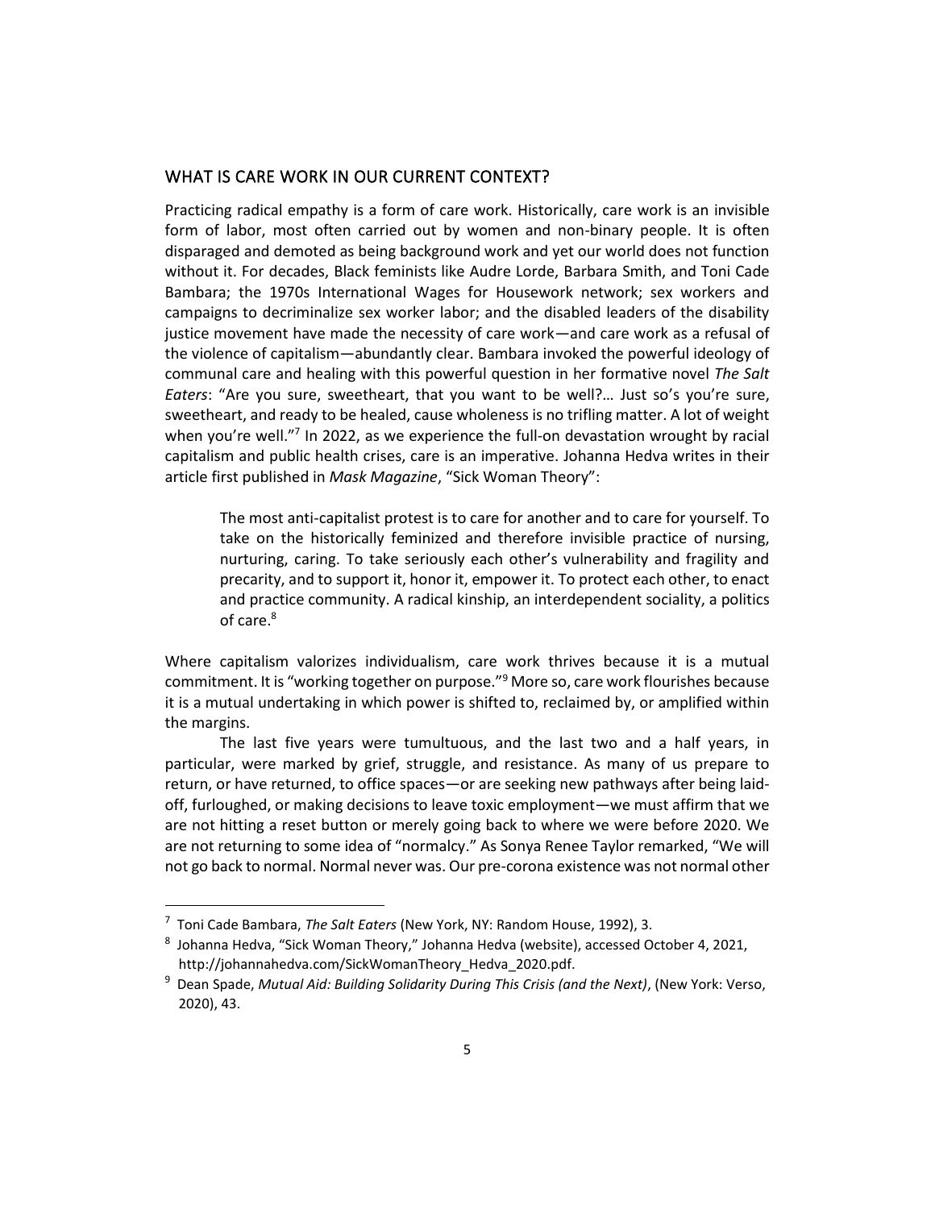## WHAT IS CARE WORK IN OUR CURRENT CONTEXT?

Practicing radical empathy is a form of care work. Historically, care work is an invisible form of labor, most often carried out by women and non-binary people. It is often disparaged and demoted as being background work and yet our world does not function without it. For decades, Black feminists like Audre Lorde, Barbara Smith, and Toni Cade Bambara; the 1970s International Wages for Housework network; sex workers and campaigns to decriminalize sex worker labor; and the disabled leaders of the disability justice movement have made the necessity of care work—and care work as a refusal of the violence of capitalism—abundantly clear. Bambara invoked the powerful ideology of communal care and healing with this powerful question in her formative novel *The Salt Eaters*: "Are you sure, sweetheart, that you want to be well?… Just so's you're sure, sweetheart, and ready to be healed, cause wholeness is no trifling matter. A lot of weight when you're well."[7] In 2022, as we experience the full-on devastation wrought by racial capitalism and public health crises, care is an imperative. Johanna Hedva writes in their article first published in *Mask Magazine*, "Sick Woman Theory":

> The most anti-capitalist protest is to care for another and to care for yourself. To take on the historically feminized and therefore invisible practice of nursing, nurturing, caring. To take seriously each other's vulnerability and fragility and precarity, and to support it, honor it, empower it. To protect each other, to enact and practice community. A radical kinship, an interdependent sociality, a politics of care.[8]

Where capitalism valorizes individualism, care work thrives because it is a mutual commitment. It is "working together on purpose."[9] More so, care work flourishes because it is a mutual undertaking in which power is shifted to, reclaimed by, or amplified within the margins.

The last five years were tumultuous, and the last two and a half years, in particular, were marked by grief, struggle, and resistance. As many of us prepare to return, or have returned, to office spaces—or are seeking new pathways after being laid-off, furloughed, or making decisions to leave toxic employment—we must affirm that we are not hitting a reset button or merely going back to where we were before 2020. We are not returning to some idea of "normalcy." As Sonya Renee Taylor remarked, "We will not go back to normal. Normal never was. Our pre-corona existence was not normal other

---

[7] Toni Cade Bambara, *The Salt Eaters* (New York, NY: Random House, 1992), 3.

[8] Johanna Hedva, "Sick Woman Theory," Johanna Hedva (website), accessed October 4, 2021, http://johannahedva.com/SickWomanTheory_Hedva_2020.pdf.

[9] Dean Spade, *Mutual Aid: Building Solidarity During This Crisis (and the Next)*, (New York: Verso, 2020), 43.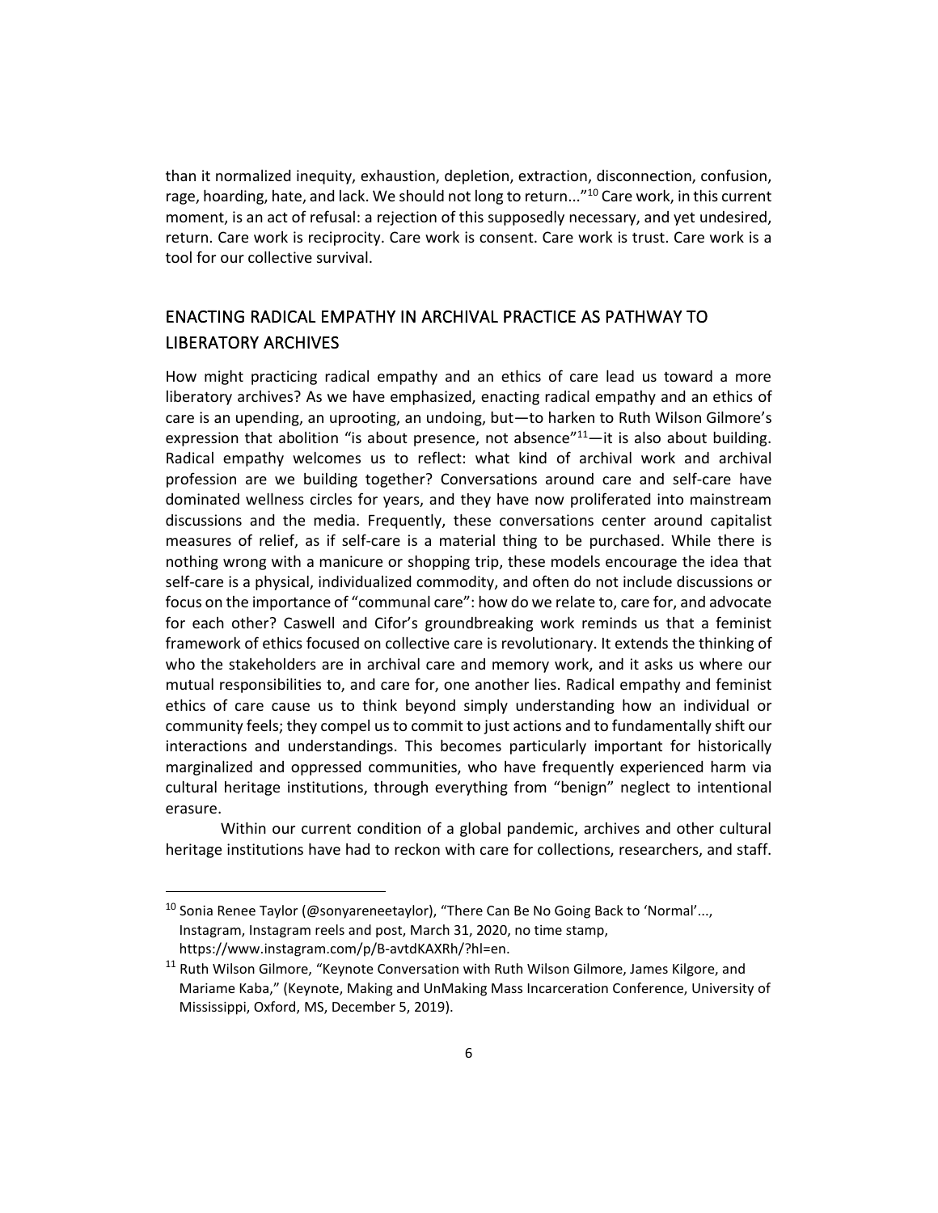than it normalized inequity, exhaustion, depletion, extraction, disconnection, confusion, rage, hoarding, hate, and lack. We should not long to return..."[10] Care work, in this current moment, is an act of refusal: a rejection of this supposedly necessary, and yet undesired, return. Care work is reciprocity. Care work is consent. Care work is trust. Care work is a tool for our collective survival.

## ENACTING RADICAL EMPATHY IN ARCHIVAL PRACTICE AS PATHWAY TO LIBERATORY ARCHIVES

How might practicing radical empathy and an ethics of care lead us toward a more liberatory archives? As we have emphasized, enacting radical empathy and an ethics of care is an upending, an uprooting, an undoing, but—to harken to Ruth Wilson Gilmore's expression that abolition "is about presence, not absence"[11]—it is also about building. Radical empathy welcomes us to reflect: what kind of archival work and archival profession are we building together? Conversations around care and self-care have dominated wellness circles for years, and they have now proliferated into mainstream discussions and the media. Frequently, these conversations center around capitalist measures of relief, as if self-care is a material thing to be purchased. While there is nothing wrong with a manicure or shopping trip, these models encourage the idea that self-care is a physical, individualized commodity, and often do not include discussions or focus on the importance of "communal care": how do we relate to, care for, and advocate for each other? Caswell and Cifor's groundbreaking work reminds us that a feminist framework of ethics focused on collective care is revolutionary. It extends the thinking of who the stakeholders are in archival care and memory work, and it asks us where our mutual responsibilities to, and care for, one another lies. Radical empathy and feminist ethics of care cause us to think beyond simply understanding how an individual or community feels; they compel us to commit to just actions and to fundamentally shift our interactions and understandings. This becomes particularly important for historically marginalized and oppressed communities, who have frequently experienced harm via cultural heritage institutions, through everything from "benign" neglect to intentional erasure.

Within our current condition of a global pandemic, archives and other cultural heritage institutions have had to reckon with care for collections, researchers, and staff.

[10] Sonia Renee Taylor (@sonyareneetaylor), "There Can Be No Going Back to 'Normal'..., Instagram, Instagram reels and post, March 31, 2020, no time stamp, https://www.instagram.com/p/B-avtdKAXRh/?hl=en.

[11] Ruth Wilson Gilmore, "Keynote Conversation with Ruth Wilson Gilmore, James Kilgore, and Mariame Kaba," (Keynote, Making and UnMaking Mass Incarceration Conference, University of Mississippi, Oxford, MS, December 5, 2019).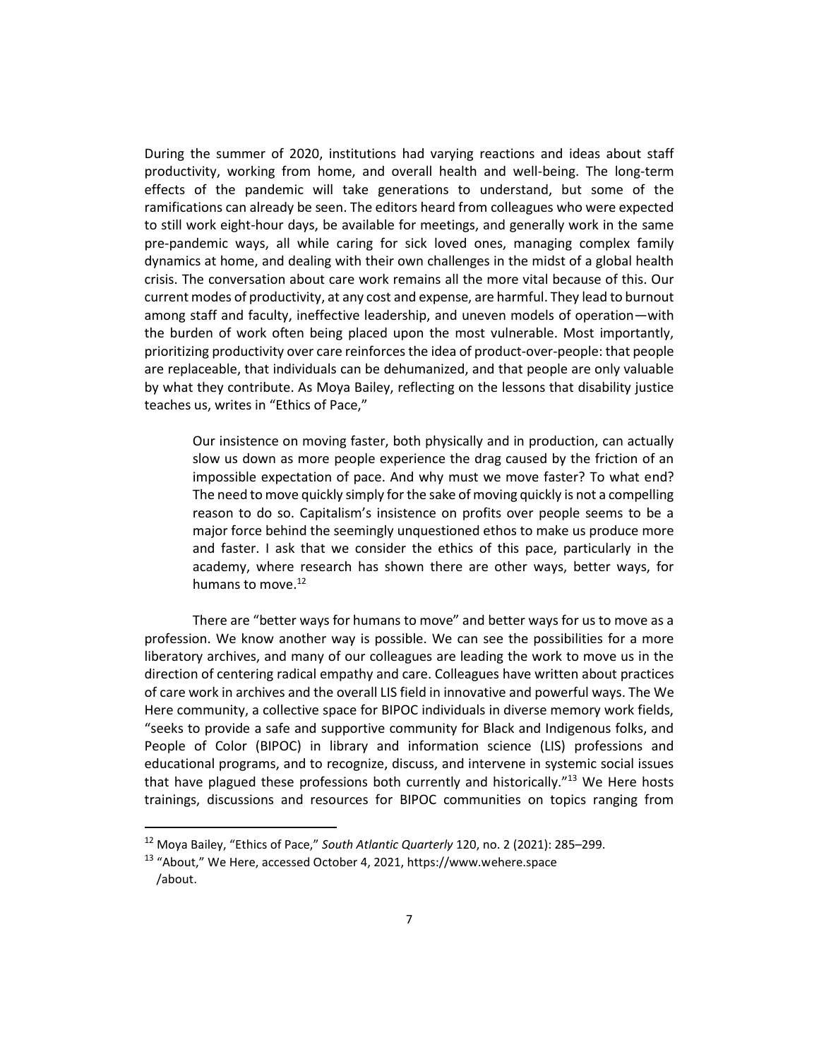During the summer of 2020, institutions had varying reactions and ideas about staff productivity, working from home, and overall health and well-being. The long-term effects of the pandemic will take generations to understand, but some of the ramifications can already be seen. The editors heard from colleagues who were expected to still work eight-hour days, be available for meetings, and generally work in the same pre-pandemic ways, all while caring for sick loved ones, managing complex family dynamics at home, and dealing with their own challenges in the midst of a global health crisis. The conversation about care work remains all the more vital because of this. Our current modes of productivity, at any cost and expense, are harmful. They lead to burnout among staff and faculty, ineffective leadership, and uneven models of operation—with the burden of work often being placed upon the most vulnerable. Most importantly, prioritizing productivity over care reinforces the idea of product-over-people: that people are replaceable, that individuals can be dehumanized, and that people are only valuable by what they contribute. As Moya Bailey, reflecting on the lessons that disability justice teaches us, writes in "Ethics of Pace,"

> Our insistence on moving faster, both physically and in production, can actually slow us down as more people experience the drag caused by the friction of an impossible expectation of pace. And why must we move faster? To what end? The need to move quickly simply for the sake of moving quickly is not a compelling reason to do so. Capitalism's insistence on profits over people seems to be a major force behind the seemingly unquestioned ethos to make us produce more and faster. I ask that we consider the ethics of this pace, particularly in the academy, where research has shown there are other ways, better ways, for humans to move.[12]

There are "better ways for humans to move" and better ways for us to move as a profession. We know another way is possible. We can see the possibilities for a more liberatory archives, and many of our colleagues are leading the work to move us in the direction of centering radical empathy and care. Colleagues have written about practices of care work in archives and the overall LIS field in innovative and powerful ways. The We Here community, a collective space for BIPOC individuals in diverse memory work fields, "seeks to provide a safe and supportive community for Black and Indigenous folks, and People of Color (BIPOC) in library and information science (LIS) professions and educational programs, and to recognize, discuss, and intervene in systemic social issues that have plagued these professions both currently and historically."[13] We Here hosts trainings, discussions and resources for BIPOC communities on topics ranging from

---

[12] Moya Bailey, "Ethics of Pace," *South Atlantic Quarterly* 120, no. 2 (2021): 285–299.

[13] "About," We Here, accessed October 4, 2021, https://www.wehere.space/about.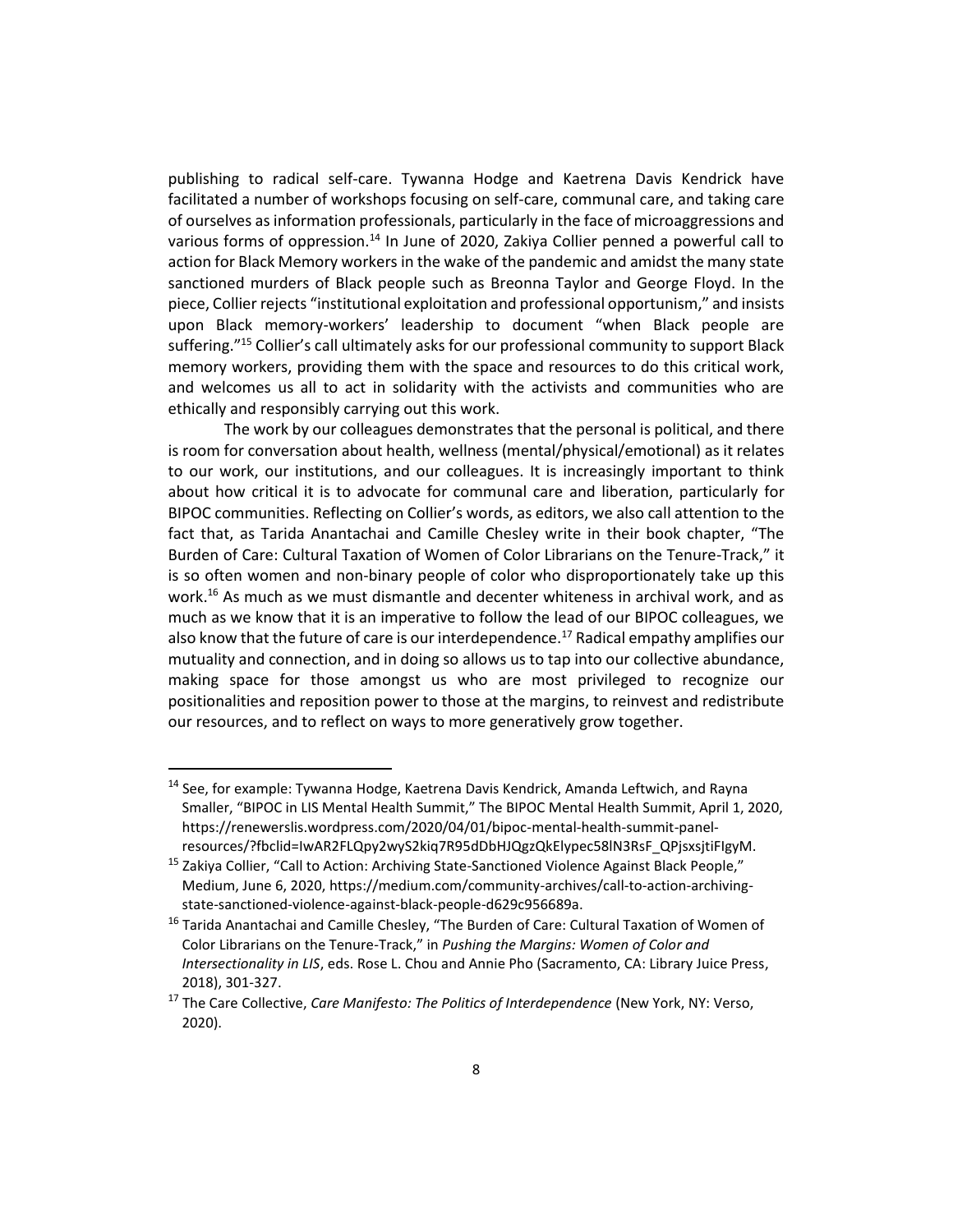publishing to radical self-care. Tywanna Hodge and Kaetrena Davis Kendrick have facilitated a number of workshops focusing on self-care, communal care, and taking care of ourselves as information professionals, particularly in the face of microaggressions and various forms of oppression.[14] In June of 2020, Zakiya Collier penned a powerful call to action for Black Memory workers in the wake of the pandemic and amidst the many state sanctioned murders of Black people such as Breonna Taylor and George Floyd. In the piece, Collier rejects "institutional exploitation and professional opportunism," and insists upon Black memory-workers' leadership to document "when Black people are suffering."[15] Collier's call ultimately asks for our professional community to support Black memory workers, providing them with the space and resources to do this critical work, and welcomes us all to act in solidarity with the activists and communities who are ethically and responsibly carrying out this work.

The work by our colleagues demonstrates that the personal is political, and there is room for conversation about health, wellness (mental/physical/emotional) as it relates to our work, our institutions, and our colleagues. It is increasingly important to think about how critical it is to advocate for communal care and liberation, particularly for BIPOC communities. Reflecting on Collier's words, as editors, we also call attention to the fact that, as Tarida Anantachai and Camille Chesley write in their book chapter, "The Burden of Care: Cultural Taxation of Women of Color Librarians on the Tenure-Track," it is so often women and non-binary people of color who disproportionately take up this work.[16] As much as we must dismantle and decenter whiteness in archival work, and as much as we know that it is an imperative to follow the lead of our BIPOC colleagues, we also know that the future of care is our interdependence.[17] Radical empathy amplifies our mutuality and connection, and in doing so allows us to tap into our collective abundance, making space for those amongst us who are most privileged to recognize our positionalities and reposition power to those at the margins, to reinvest and redistribute our resources, and to reflect on ways to more generatively grow together.

---

[14] See, for example: Tywanna Hodge, Kaetrena Davis Kendrick, Amanda Leftwich, and Rayna Smaller, "BIPOC in LIS Mental Health Summit," The BIPOC Mental Health Summit, April 1, 2020, https://renewerslis.wordpress.com/2020/04/01/bipoc-mental-health-summit-panel-resources/?fbclid=IwAR2FLQpy2wyS2kiq7R95dDbHJQgzQkElypec58lN3RsF_QPjsxsjtiFIgyM.

[15] Zakiya Collier, "Call to Action: Archiving State-Sanctioned Violence Against Black People," Medium, June 6, 2020, https://medium.com/community-archives/call-to-action-archiving-state-sanctioned-violence-against-black-people-d629c956689a.

[16] Tarida Anantachai and Camille Chesley, "The Burden of Care: Cultural Taxation of Women of Color Librarians on the Tenure-Track," in *Pushing the Margins: Women of Color and Intersectionality in LIS*, eds. Rose L. Chou and Annie Pho (Sacramento, CA: Library Juice Press, 2018), 301-327.

[17] The Care Collective, *Care Manifesto: The Politics of Interdependence* (New York, NY: Verso, 2020).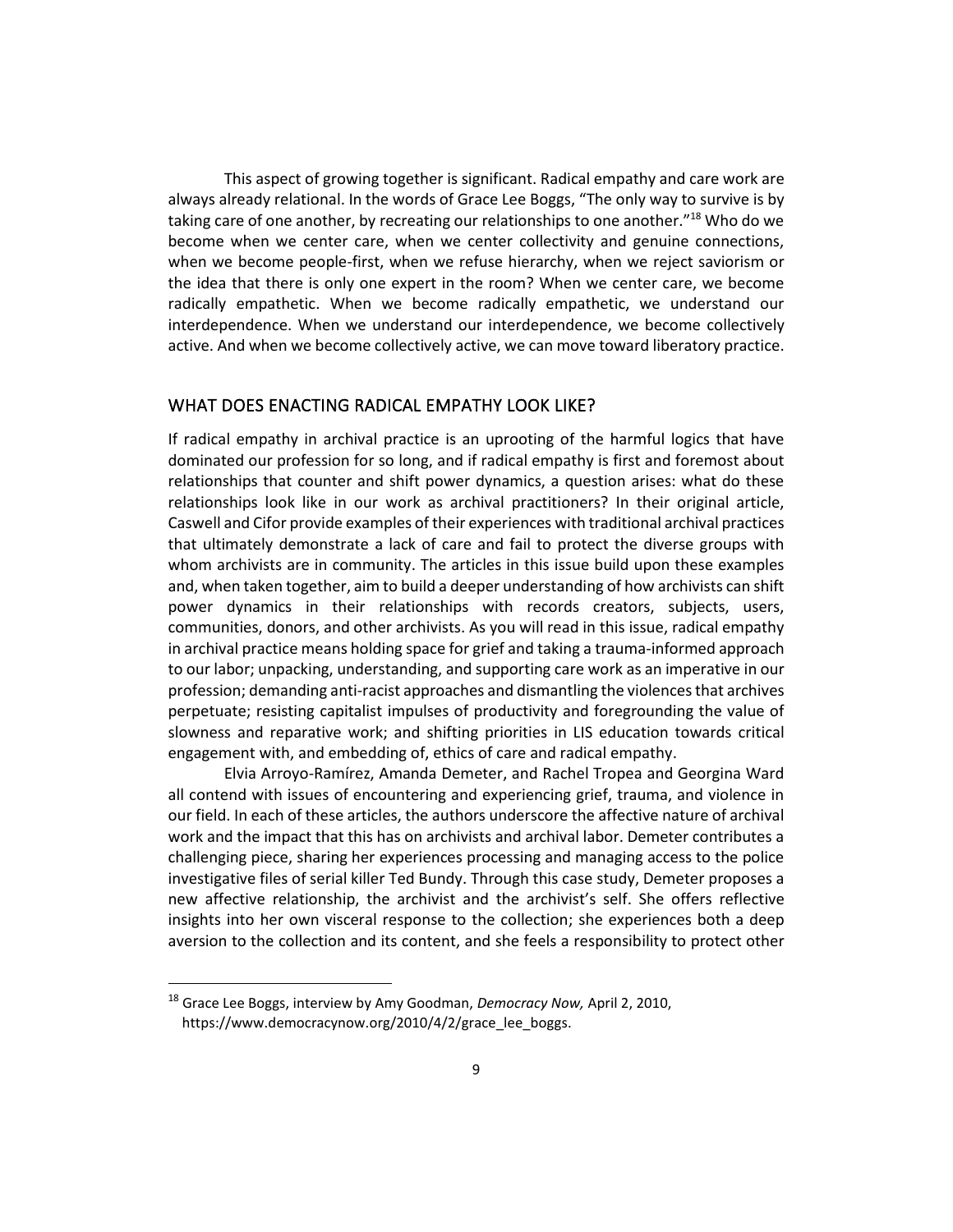This aspect of growing together is significant. Radical empathy and care work are always already relational. In the words of Grace Lee Boggs, "The only way to survive is by taking care of one another, by recreating our relationships to one another."[18] Who do we become when we center care, when we center collectivity and genuine connections, when we become people-first, when we refuse hierarchy, when we reject saviorism or the idea that there is only one expert in the room? When we center care, we become radically empathetic. When we become radically empathetic, we understand our interdependence. When we understand our interdependence, we become collectively active. And when we become collectively active, we can move toward liberatory practice.

## WHAT DOES ENACTING RADICAL EMPATHY LOOK LIKE?

If radical empathy in archival practice is an uprooting of the harmful logics that have dominated our profession for so long, and if radical empathy is first and foremost about relationships that counter and shift power dynamics, a question arises: what do these relationships look like in our work as archival practitioners? In their original article, Caswell and Cifor provide examples of their experiences with traditional archival practices that ultimately demonstrate a lack of care and fail to protect the diverse groups with whom archivists are in community. The articles in this issue build upon these examples and, when taken together, aim to build a deeper understanding of how archivists can shift power dynamics in their relationships with records creators, subjects, users, communities, donors, and other archivists. As you will read in this issue, radical empathy in archival practice means holding space for grief and taking a trauma-informed approach to our labor; unpacking, understanding, and supporting care work as an imperative in our profession; demanding anti-racist approaches and dismantling the violences that archives perpetuate; resisting capitalist impulses of productivity and foregrounding the value of slowness and reparative work; and shifting priorities in LIS education towards critical engagement with, and embedding of, ethics of care and radical empathy.

Elvia Arroyo-Ramírez, Amanda Demeter, and Rachel Tropea and Georgina Ward all contend with issues of encountering and experiencing grief, trauma, and violence in our field. In each of these articles, the authors underscore the affective nature of archival work and the impact that this has on archivists and archival labor. Demeter contributes a challenging piece, sharing her experiences processing and managing access to the police investigative files of serial killer Ted Bundy. Through this case study, Demeter proposes a new affective relationship, the archivist and the archivist's self. She offers reflective insights into her own visceral response to the collection; she experiences both a deep aversion to the collection and its content, and she feels a responsibility to protect other

[18] Grace Lee Boggs, interview by Amy Goodman, *Democracy Now,* April 2, 2010, https://www.democracynow.org/2010/4/2/grace_lee_boggs.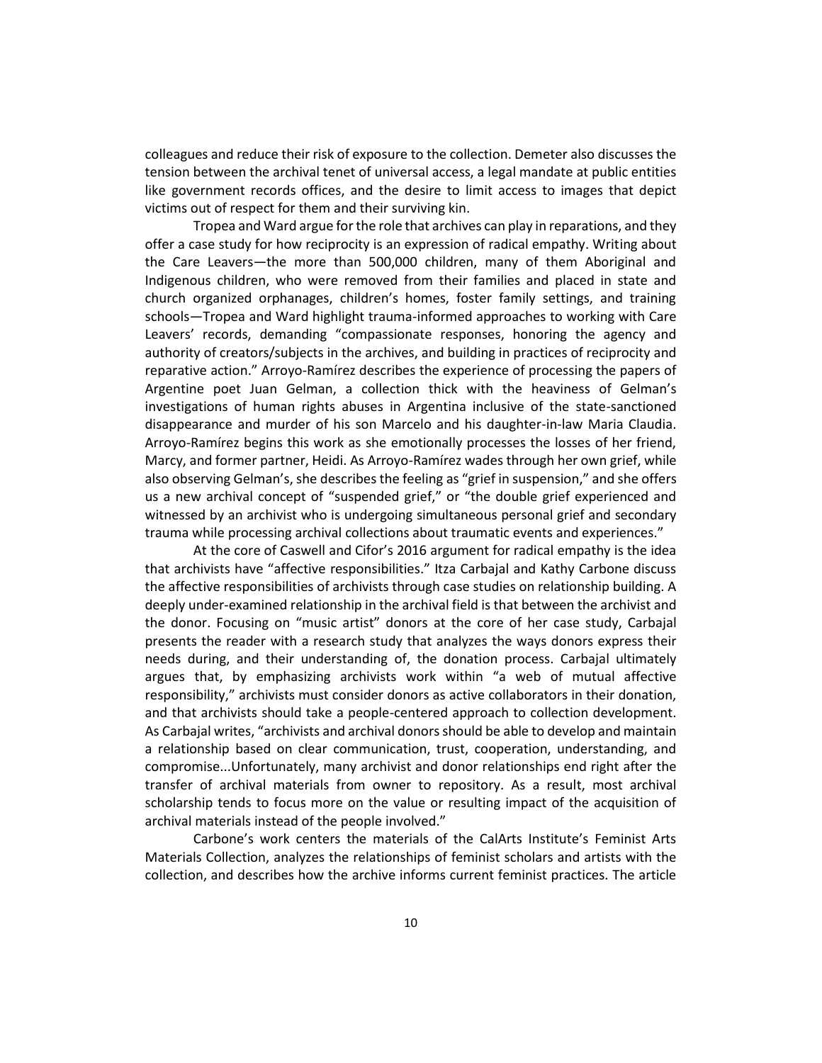colleagues and reduce their risk of exposure to the collection. Demeter also discusses the tension between the archival tenet of universal access, a legal mandate at public entities like government records offices, and the desire to limit access to images that depict victims out of respect for them and their surviving kin.

Tropea and Ward argue for the role that archives can play in reparations, and they offer a case study for how reciprocity is an expression of radical empathy. Writing about the Care Leavers—the more than 500,000 children, many of them Aboriginal and Indigenous children, who were removed from their families and placed in state and church organized orphanages, children's homes, foster family settings, and training schools—Tropea and Ward highlight trauma-informed approaches to working with Care Leavers' records, demanding "compassionate responses, honoring the agency and authority of creators/subjects in the archives, and building in practices of reciprocity and reparative action." Arroyo-Ramírez describes the experience of processing the papers of Argentine poet Juan Gelman, a collection thick with the heaviness of Gelman's investigations of human rights abuses in Argentina inclusive of the state-sanctioned disappearance and murder of his son Marcelo and his daughter-in-law Maria Claudia. Arroyo-Ramírez begins this work as she emotionally processes the losses of her friend, Marcy, and former partner, Heidi. As Arroyo-Ramírez wades through her own grief, while also observing Gelman's, she describes the feeling as "grief in suspension," and she offers us a new archival concept of "suspended grief," or "the double grief experienced and witnessed by an archivist who is undergoing simultaneous personal grief and secondary trauma while processing archival collections about traumatic events and experiences."

At the core of Caswell and Cifor's 2016 argument for radical empathy is the idea that archivists have "affective responsibilities." Itza Carbajal and Kathy Carbone discuss the affective responsibilities of archivists through case studies on relationship building. A deeply under-examined relationship in the archival field is that between the archivist and the donor. Focusing on "music artist" donors at the core of her case study, Carbajal presents the reader with a research study that analyzes the ways donors express their needs during, and their understanding of, the donation process. Carbajal ultimately argues that, by emphasizing archivists work within "a web of mutual affective responsibility," archivists must consider donors as active collaborators in their donation, and that archivists should take a people-centered approach to collection development. As Carbajal writes, "archivists and archival donors should be able to develop and maintain a relationship based on clear communication, trust, cooperation, understanding, and compromise...Unfortunately, many archivist and donor relationships end right after the transfer of archival materials from owner to repository. As a result, most archival scholarship tends to focus more on the value or resulting impact of the acquisition of archival materials instead of the people involved."

Carbone's work centers the materials of the CalArts Institute's Feminist Arts Materials Collection, analyzes the relationships of feminist scholars and artists with the collection, and describes how the archive informs current feminist practices. The article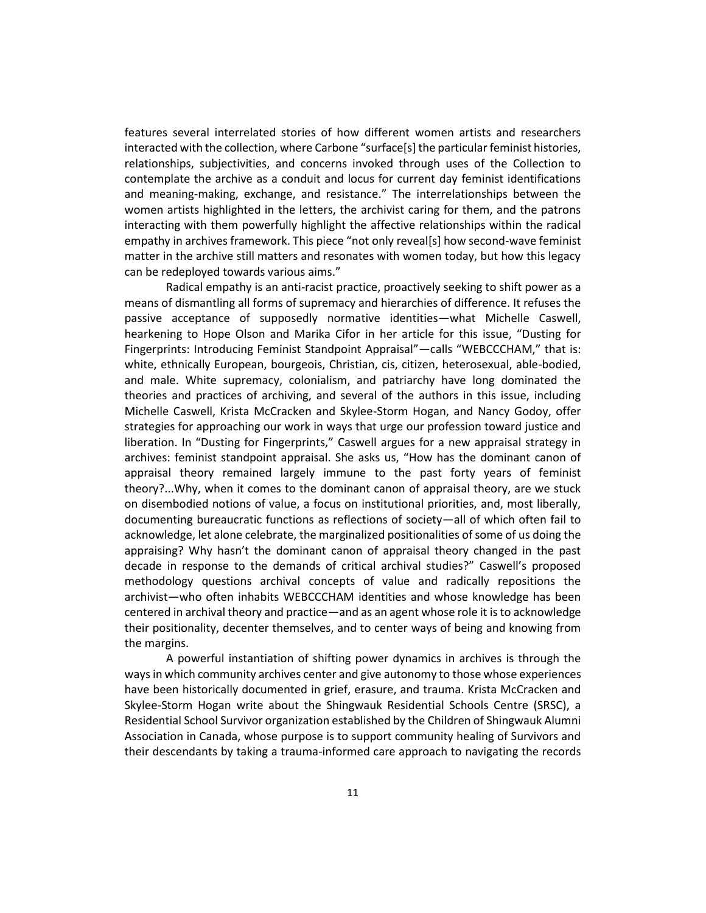features several interrelated stories of how different women artists and researchers interacted with the collection, where Carbone "surface[s] the particular feminist histories, relationships, subjectivities, and concerns invoked through uses of the Collection to contemplate the archive as a conduit and locus for current day feminist identifications and meaning-making, exchange, and resistance." The interrelationships between the women artists highlighted in the letters, the archivist caring for them, and the patrons interacting with them powerfully highlight the affective relationships within the radical empathy in archives framework. This piece "not only reveal[s] how second-wave feminist matter in the archive still matters and resonates with women today, but how this legacy can be redeployed towards various aims."

Radical empathy is an anti-racist practice, proactively seeking to shift power as a means of dismantling all forms of supremacy and hierarchies of difference. It refuses the passive acceptance of supposedly normative identities—what Michelle Caswell, hearkening to Hope Olson and Marika Cifor in her article for this issue, "Dusting for Fingerprints: Introducing Feminist Standpoint Appraisal"—calls "WEBCCCHAM," that is: white, ethnically European, bourgeois, Christian, cis, citizen, heterosexual, able-bodied, and male. White supremacy, colonialism, and patriarchy have long dominated the theories and practices of archiving, and several of the authors in this issue, including Michelle Caswell, Krista McCracken and Skylee-Storm Hogan, and Nancy Godoy, offer strategies for approaching our work in ways that urge our profession toward justice and liberation. In "Dusting for Fingerprints," Caswell argues for a new appraisal strategy in archives: feminist standpoint appraisal. She asks us, "How has the dominant canon of appraisal theory remained largely immune to the past forty years of feminist theory?...Why, when it comes to the dominant canon of appraisal theory, are we stuck on disembodied notions of value, a focus on institutional priorities, and, most liberally, documenting bureaucratic functions as reflections of society—all of which often fail to acknowledge, let alone celebrate, the marginalized positionalities of some of us doing the appraising? Why hasn't the dominant canon of appraisal theory changed in the past decade in response to the demands of critical archival studies?" Caswell's proposed methodology questions archival concepts of value and radically repositions the archivist—who often inhabits WEBCCCHAM identities and whose knowledge has been centered in archival theory and practice—and as an agent whose role it is to acknowledge their positionality, decenter themselves, and to center ways of being and knowing from the margins.

A powerful instantiation of shifting power dynamics in archives is through the ways in which community archives center and give autonomy to those whose experiences have been historically documented in grief, erasure, and trauma. Krista McCracken and Skylee-Storm Hogan write about the Shingwauk Residential Schools Centre (SRSC), a Residential School Survivor organization established by the Children of Shingwauk Alumni Association in Canada, whose purpose is to support community healing of Survivors and their descendants by taking a trauma-informed care approach to navigating the records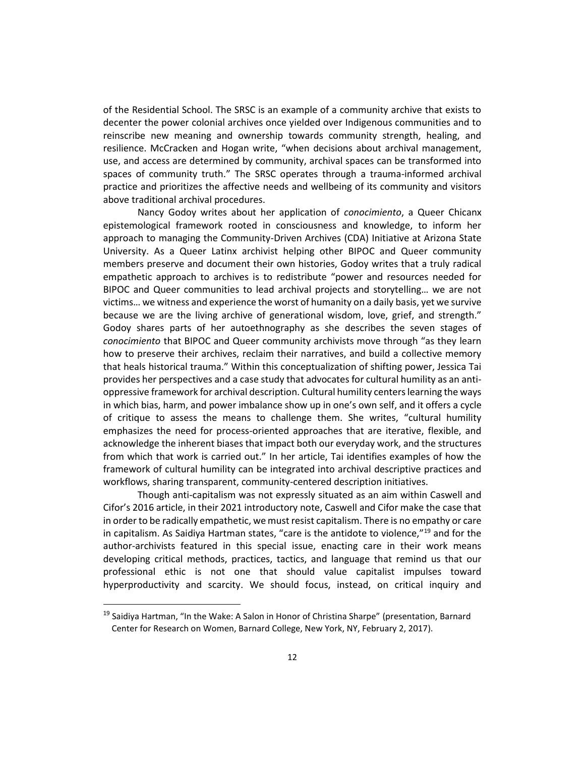of the Residential School. The SRSC is an example of a community archive that exists to decenter the power colonial archives once yielded over Indigenous communities and to reinscribe new meaning and ownership towards community strength, healing, and resilience. McCracken and Hogan write, "when decisions about archival management, use, and access are determined by community, archival spaces can be transformed into spaces of community truth." The SRSC operates through a trauma-informed archival practice and prioritizes the affective needs and wellbeing of its community and visitors above traditional archival procedures.

Nancy Godoy writes about her application of *conocimiento*, a Queer Chicanx epistemological framework rooted in consciousness and knowledge, to inform her approach to managing the Community-Driven Archives (CDA) Initiative at Arizona State University. As a Queer Latinx archivist helping other BIPOC and Queer community members preserve and document their own histories, Godoy writes that a truly radical empathetic approach to archives is to redistribute "power and resources needed for BIPOC and Queer communities to lead archival projects and storytelling… we are not victims… we witness and experience the worst of humanity on a daily basis, yet we survive because we are the living archive of generational wisdom, love, grief, and strength." Godoy shares parts of her autoethnography as she describes the seven stages of *conocimiento* that BIPOC and Queer community archivists move through "as they learn how to preserve their archives, reclaim their narratives, and build a collective memory that heals historical trauma." Within this conceptualization of shifting power, Jessica Tai provides her perspectives and a case study that advocates for cultural humility as an anti-oppressive framework for archival description. Cultural humility centers learning the ways in which bias, harm, and power imbalance show up in one's own self, and it offers a cycle of critique to assess the means to challenge them. She writes, "cultural humility emphasizes the need for process-oriented approaches that are iterative, flexible, and acknowledge the inherent biases that impact both our everyday work, and the structures from which that work is carried out." In her article, Tai identifies examples of how the framework of cultural humility can be integrated into archival descriptive practices and workflows, sharing transparent, community-centered description initiatives.

Though anti-capitalism was not expressly situated as an aim within Caswell and Cifor's 2016 article, in their 2021 introductory note, Caswell and Cifor make the case that in order to be radically empathetic, we must resist capitalism. There is no empathy or care in capitalism. As Saidiya Hartman states, "care is the antidote to violence,"[19] and for the author-archivists featured in this special issue, enacting care in their work means developing critical methods, practices, tactics, and language that remind us that our professional ethic is not one that should value capitalist impulses toward hyperproductivity and scarcity. We should focus, instead, on critical inquiry and

[19] Saidiya Hartman, "In the Wake: A Salon in Honor of Christina Sharpe" (presentation, Barnard Center for Research on Women, Barnard College, New York, NY, February 2, 2017).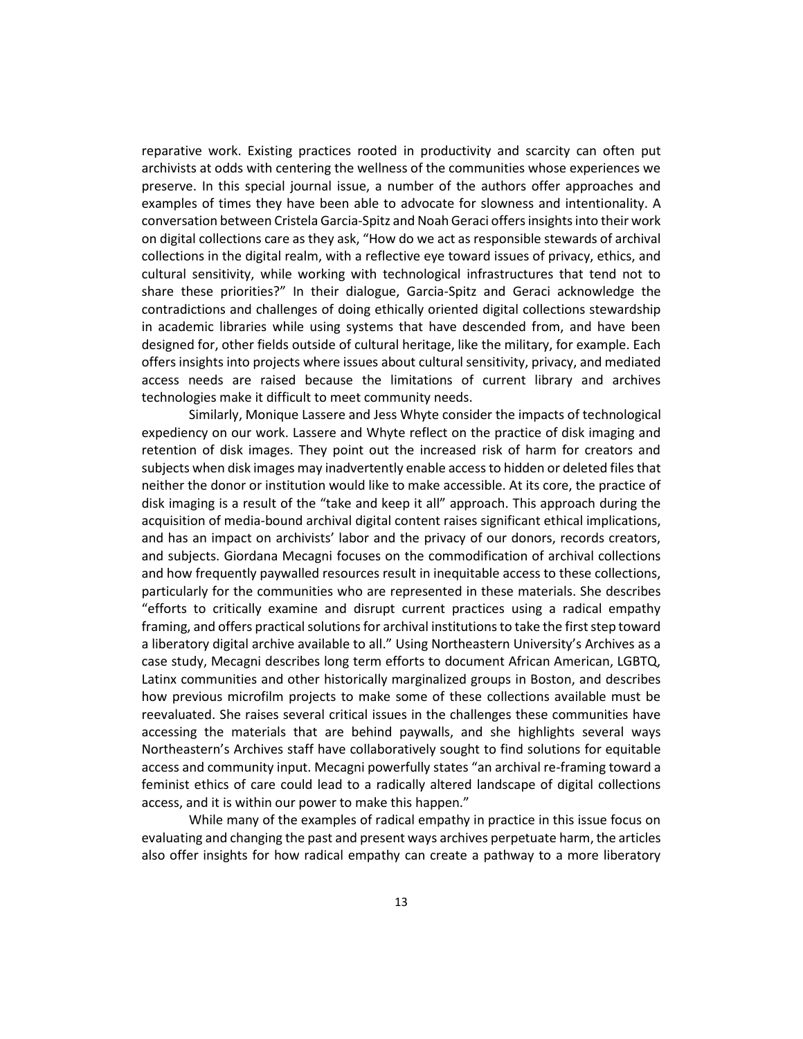reparative work. Existing practices rooted in productivity and scarcity can often put archivists at odds with centering the wellness of the communities whose experiences we preserve. In this special journal issue, a number of the authors offer approaches and examples of times they have been able to advocate for slowness and intentionality. A conversation between Cristela Garcia-Spitz and Noah Geraci offers insights into their work on digital collections care as they ask, "How do we act as responsible stewards of archival collections in the digital realm, with a reflective eye toward issues of privacy, ethics, and cultural sensitivity, while working with technological infrastructures that tend not to share these priorities?" In their dialogue, Garcia-Spitz and Geraci acknowledge the contradictions and challenges of doing ethically oriented digital collections stewardship in academic libraries while using systems that have descended from, and have been designed for, other fields outside of cultural heritage, like the military, for example. Each offers insights into projects where issues about cultural sensitivity, privacy, and mediated access needs are raised because the limitations of current library and archives technologies make it difficult to meet community needs.

Similarly, Monique Lassere and Jess Whyte consider the impacts of technological expediency on our work. Lassere and Whyte reflect on the practice of disk imaging and retention of disk images. They point out the increased risk of harm for creators and subjects when disk images may inadvertently enable access to hidden or deleted files that neither the donor or institution would like to make accessible. At its core, the practice of disk imaging is a result of the "take and keep it all" approach. This approach during the acquisition of media-bound archival digital content raises significant ethical implications, and has an impact on archivists' labor and the privacy of our donors, records creators, and subjects. Giordana Mecagni focuses on the commodification of archival collections and how frequently paywalled resources result in inequitable access to these collections, particularly for the communities who are represented in these materials. She describes "efforts to critically examine and disrupt current practices using a radical empathy framing, and offers practical solutions for archival institutions to take the first step toward a liberatory digital archive available to all." Using Northeastern University's Archives as a case study, Mecagni describes long term efforts to document African American, LGBTQ, Latinx communities and other historically marginalized groups in Boston, and describes how previous microfilm projects to make some of these collections available must be reevaluated. She raises several critical issues in the challenges these communities have accessing the materials that are behind paywalls, and she highlights several ways Northeastern's Archives staff have collaboratively sought to find solutions for equitable access and community input. Mecagni powerfully states "an archival re-framing toward a feminist ethics of care could lead to a radically altered landscape of digital collections access, and it is within our power to make this happen."

While many of the examples of radical empathy in practice in this issue focus on evaluating and changing the past and present ways archives perpetuate harm, the articles also offer insights for how radical empathy can create a pathway to a more liberatory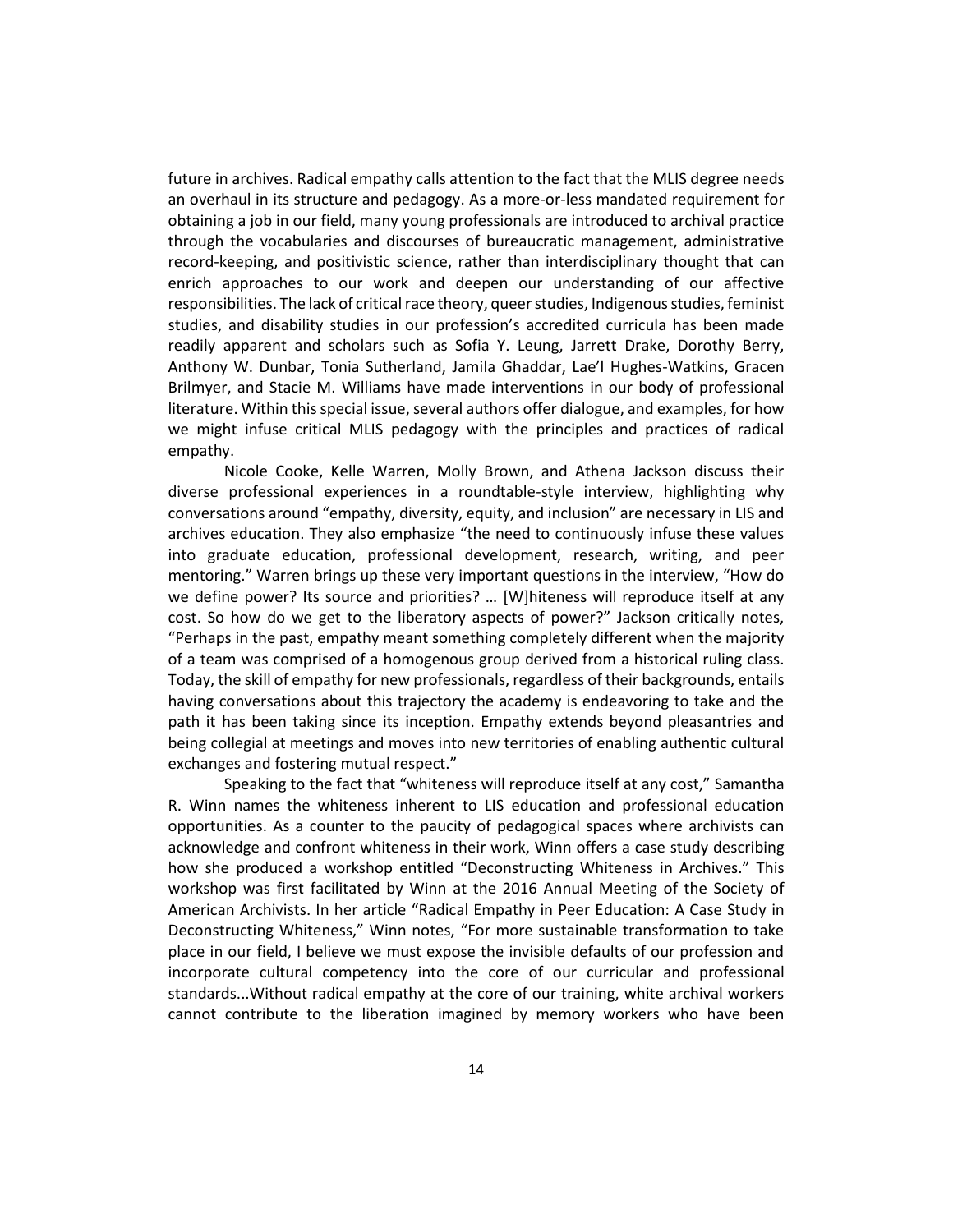future in archives. Radical empathy calls attention to the fact that the MLIS degree needs an overhaul in its structure and pedagogy. As a more-or-less mandated requirement for obtaining a job in our field, many young professionals are introduced to archival practice through the vocabularies and discourses of bureaucratic management, administrative record-keeping, and positivistic science, rather than interdisciplinary thought that can enrich approaches to our work and deepen our understanding of our affective responsibilities. The lack of critical race theory, queer studies, Indigenous studies, feminist studies, and disability studies in our profession's accredited curricula has been made readily apparent and scholars such as Sofia Y. Leung, Jarrett Drake, Dorothy Berry, Anthony W. Dunbar, Tonia Sutherland, Jamila Ghaddar, Lae'l Hughes-Watkins, Gracen Brilmyer, and Stacie M. Williams have made interventions in our body of professional literature. Within this special issue, several authors offer dialogue, and examples, for how we might infuse critical MLIS pedagogy with the principles and practices of radical empathy.

Nicole Cooke, Kelle Warren, Molly Brown, and Athena Jackson discuss their diverse professional experiences in a roundtable-style interview, highlighting why conversations around "empathy, diversity, equity, and inclusion" are necessary in LIS and archives education. They also emphasize "the need to continuously infuse these values into graduate education, professional development, research, writing, and peer mentoring." Warren brings up these very important questions in the interview, "How do we define power? Its source and priorities? … [W]hiteness will reproduce itself at any cost. So how do we get to the liberatory aspects of power?" Jackson critically notes, "Perhaps in the past, empathy meant something completely different when the majority of a team was comprised of a homogenous group derived from a historical ruling class. Today, the skill of empathy for new professionals, regardless of their backgrounds, entails having conversations about this trajectory the academy is endeavoring to take and the path it has been taking since its inception. Empathy extends beyond pleasantries and being collegial at meetings and moves into new territories of enabling authentic cultural exchanges and fostering mutual respect."

Speaking to the fact that "whiteness will reproduce itself at any cost," Samantha R. Winn names the whiteness inherent to LIS education and professional education opportunities. As a counter to the paucity of pedagogical spaces where archivists can acknowledge and confront whiteness in their work, Winn offers a case study describing how she produced a workshop entitled "Deconstructing Whiteness in Archives." This workshop was first facilitated by Winn at the 2016 Annual Meeting of the Society of American Archivists. In her article "Radical Empathy in Peer Education: A Case Study in Deconstructing Whiteness," Winn notes, "For more sustainable transformation to take place in our field, I believe we must expose the invisible defaults of our profession and incorporate cultural competency into the core of our curricular and professional standards...Without radical empathy at the core of our training, white archival workers cannot contribute to the liberation imagined by memory workers who have been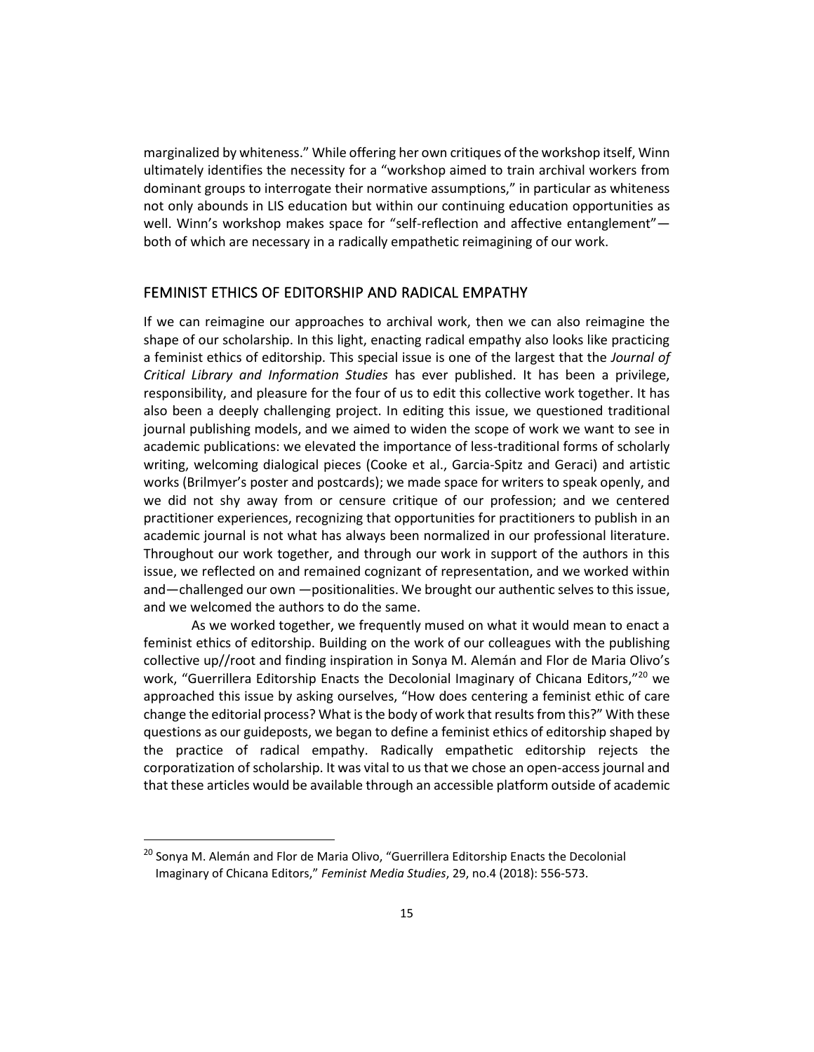marginalized by whiteness." While offering her own critiques of the workshop itself, Winn ultimately identifies the necessity for a "workshop aimed to train archival workers from dominant groups to interrogate their normative assumptions," in particular as whiteness not only abounds in LIS education but within our continuing education opportunities as well. Winn's workshop makes space for "self-reflection and affective entanglement"—both of which are necessary in a radically empathetic reimagining of our work.

## FEMINIST ETHICS OF EDITORSHIP AND RADICAL EMPATHY

If we can reimagine our approaches to archival work, then we can also reimagine the shape of our scholarship. In this light, enacting radical empathy also looks like practicing a feminist ethics of editorship. This special issue is one of the largest that the *Journal of Critical Library and Information Studies* has ever published. It has been a privilege, responsibility, and pleasure for the four of us to edit this collective work together. It has also been a deeply challenging project. In editing this issue, we questioned traditional journal publishing models, and we aimed to widen the scope of work we want to see in academic publications: we elevated the importance of less-traditional forms of scholarly writing, welcoming dialogical pieces (Cooke et al., Garcia-Spitz and Geraci) and artistic works (Brilmyer's poster and postcards); we made space for writers to speak openly, and we did not shy away from or censure critique of our profession; and we centered practitioner experiences, recognizing that opportunities for practitioners to publish in an academic journal is not what has always been normalized in our professional literature. Throughout our work together, and through our work in support of the authors in this issue, we reflected on and remained cognizant of representation, and we worked within and—challenged our own —positionalities. We brought our authentic selves to this issue, and we welcomed the authors to do the same.

As we worked together, we frequently mused on what it would mean to enact a feminist ethics of editorship. Building on the work of our colleagues with the publishing collective up//root and finding inspiration in Sonya M. Alemán and Flor de Maria Olivo's work, "Guerrillera Editorship Enacts the Decolonial Imaginary of Chicana Editors,"[20] we approached this issue by asking ourselves, "How does centering a feminist ethic of care change the editorial process? What is the body of work that results from this?" With these questions as our guideposts, we began to define a feminist ethics of editorship shaped by the practice of radical empathy. Radically empathetic editorship rejects the corporatization of scholarship. It was vital to us that we chose an open-access journal and that these articles would be available through an accessible platform outside of academic

[20] Sonya M. Alemán and Flor de Maria Olivo, "Guerrillera Editorship Enacts the Decolonial Imaginary of Chicana Editors," *Feminist Media Studies*, 29, no.4 (2018): 556-573.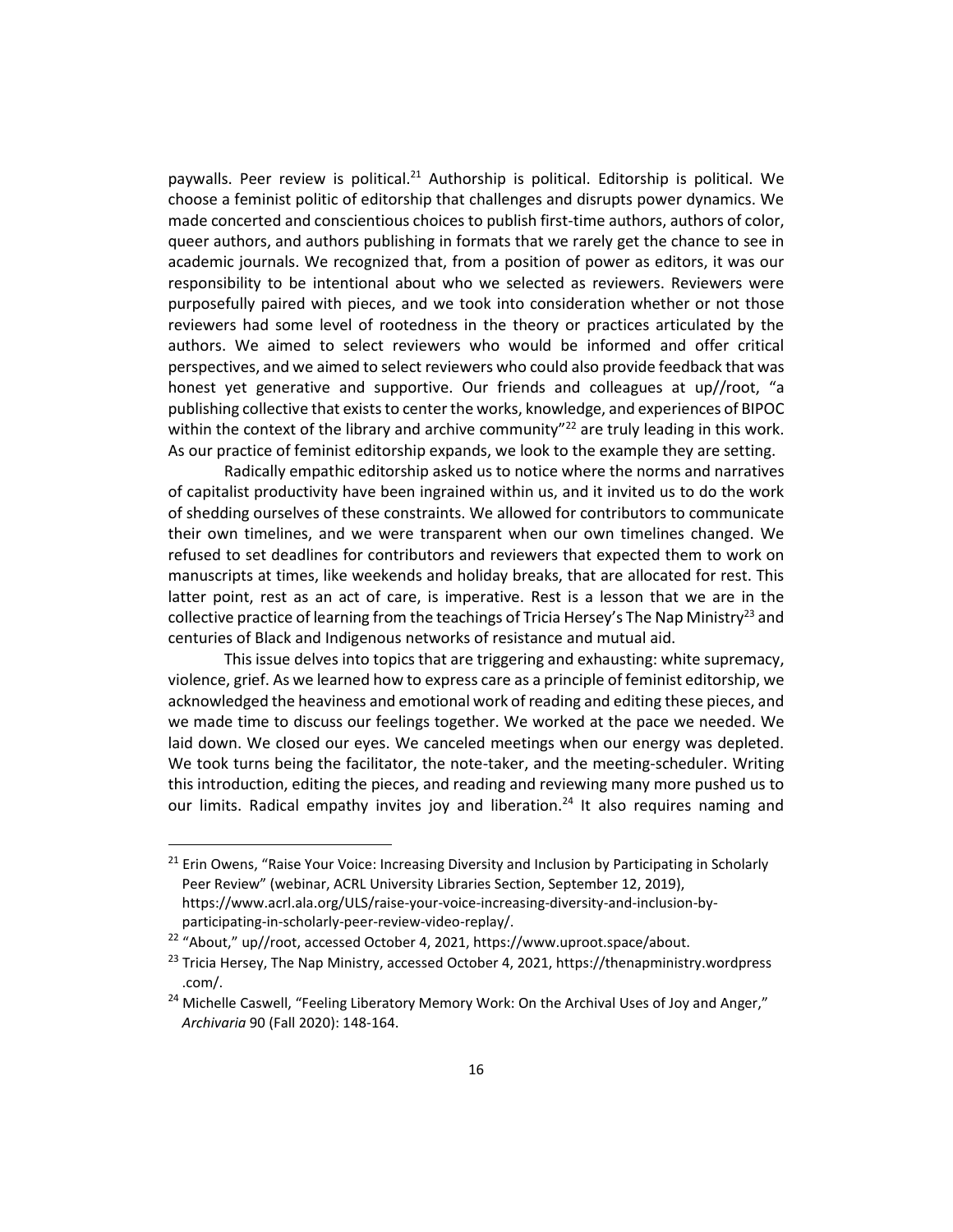paywalls. Peer review is political.[21] Authorship is political. Editorship is political. We choose a feminist politic of editorship that challenges and disrupts power dynamics. We made concerted and conscientious choices to publish first-time authors, authors of color, queer authors, and authors publishing in formats that we rarely get the chance to see in academic journals. We recognized that, from a position of power as editors, it was our responsibility to be intentional about who we selected as reviewers. Reviewers were purposefully paired with pieces, and we took into consideration whether or not those reviewers had some level of rootedness in the theory or practices articulated by the authors. We aimed to select reviewers who would be informed and offer critical perspectives, and we aimed to select reviewers who could also provide feedback that was honest yet generative and supportive. Our friends and colleagues at up//root, "a publishing collective that exists to center the works, knowledge, and experiences of BIPOC within the context of the library and archive community"[22] are truly leading in this work. As our practice of feminist editorship expands, we look to the example they are setting.

Radically empathic editorship asked us to notice where the norms and narratives of capitalist productivity have been ingrained within us, and it invited us to do the work of shedding ourselves of these constraints. We allowed for contributors to communicate their own timelines, and we were transparent when our own timelines changed. We refused to set deadlines for contributors and reviewers that expected them to work on manuscripts at times, like weekends and holiday breaks, that are allocated for rest. This latter point, rest as an act of care, is imperative. Rest is a lesson that we are in the collective practice of learning from the teachings of Tricia Hersey's The Nap Ministry[23] and centuries of Black and Indigenous networks of resistance and mutual aid.

This issue delves into topics that are triggering and exhausting: white supremacy, violence, grief. As we learned how to express care as a principle of feminist editorship, we acknowledged the heaviness and emotional work of reading and editing these pieces, and we made time to discuss our feelings together. We worked at the pace we needed. We laid down. We closed our eyes. We canceled meetings when our energy was depleted. We took turns being the facilitator, the note-taker, and the meeting-scheduler. Writing this introduction, editing the pieces, and reading and reviewing many more pushed us to our limits. Radical empathy invites joy and liberation.[24] It also requires naming and

[21] Erin Owens, "Raise Your Voice: Increasing Diversity and Inclusion by Participating in Scholarly Peer Review" (webinar, ACRL University Libraries Section, September 12, 2019), https://www.acrl.ala.org/ULS/raise-your-voice-increasing-diversity-and-inclusion-by-participating-in-scholarly-peer-review-video-replay/.

[22] "About," up//root, accessed October 4, 2021, https://www.uproot.space/about.

[23] Tricia Hersey, The Nap Ministry, accessed October 4, 2021, https://thenapministry.wordpress.com/.

[24] Michelle Caswell, "Feeling Liberatory Memory Work: On the Archival Uses of Joy and Anger," *Archivaria* 90 (Fall 2020): 148-164.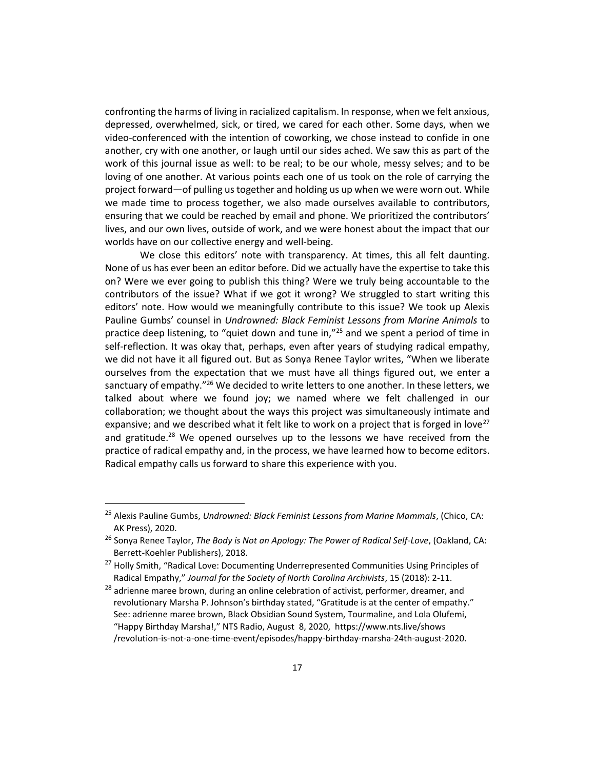confronting the harms of living in racialized capitalism. In response, when we felt anxious, depressed, overwhelmed, sick, or tired, we cared for each other. Some days, when we video-conferenced with the intention of coworking, we chose instead to confide in one another, cry with one another, or laugh until our sides ached. We saw this as part of the work of this journal issue as well: to be real; to be our whole, messy selves; and to be loving of one another. At various points each one of us took on the role of carrying the project forward—of pulling us together and holding us up when we were worn out. While we made time to process together, we also made ourselves available to contributors, ensuring that we could be reached by email and phone. We prioritized the contributors' lives, and our own lives, outside of work, and we were honest about the impact that our worlds have on our collective energy and well-being.

We close this editors' note with transparency. At times, this all felt daunting. None of us has ever been an editor before. Did we actually have the expertise to take this on? Were we ever going to publish this thing? Were we truly being accountable to the contributors of the issue? What if we got it wrong? We struggled to start writing this editors' note. How would we meaningfully contribute to this issue? We took up Alexis Pauline Gumbs' counsel in *Undrowned: Black Feminist Lessons from Marine Animals* to practice deep listening, to "quiet down and tune in,"[25] and we spent a period of time in self-reflection. It was okay that, perhaps, even after years of studying radical empathy, we did not have it all figured out. But as Sonya Renee Taylor writes, "When we liberate ourselves from the expectation that we must have all things figured out, we enter a sanctuary of empathy."[26] We decided to write letters to one another. In these letters, we talked about where we found joy; we named where we felt challenged in our collaboration; we thought about the ways this project was simultaneously intimate and expansive; and we described what it felt like to work on a project that is forged in love[27] and gratitude.[28] We opened ourselves up to the lessons we have received from the practice of radical empathy and, in the process, we have learned how to become editors. Radical empathy calls us forward to share this experience with you.

---

[25] Alexis Pauline Gumbs, *Undrowned: Black Feminist Lessons from Marine Mammals*, (Chico, CA: AK Press), 2020.

[26] Sonya Renee Taylor, *The Body is Not an Apology: The Power of Radical Self-Love*, (Oakland, CA: Berrett-Koehler Publishers), 2018.

[27] Holly Smith, "Radical Love: Documenting Underrepresented Communities Using Principles of Radical Empathy," *Journal for the Society of North Carolina Archivists*, 15 (2018): 2-11.

[28] adrienne maree brown, during an online celebration of activist, performer, dreamer, and revolutionary Marsha P. Johnson's birthday stated, "Gratitude is at the center of empathy." See: adrienne maree brown, Black Obsidian Sound System, Tourmaline, and Lola Olufemi, "Happy Birthday Marsha!," NTS Radio, August 8, 2020, https://www.nts.live/shows/revolution-is-not-a-one-time-event/episodes/happy-birthday-marsha-24th-august-2020.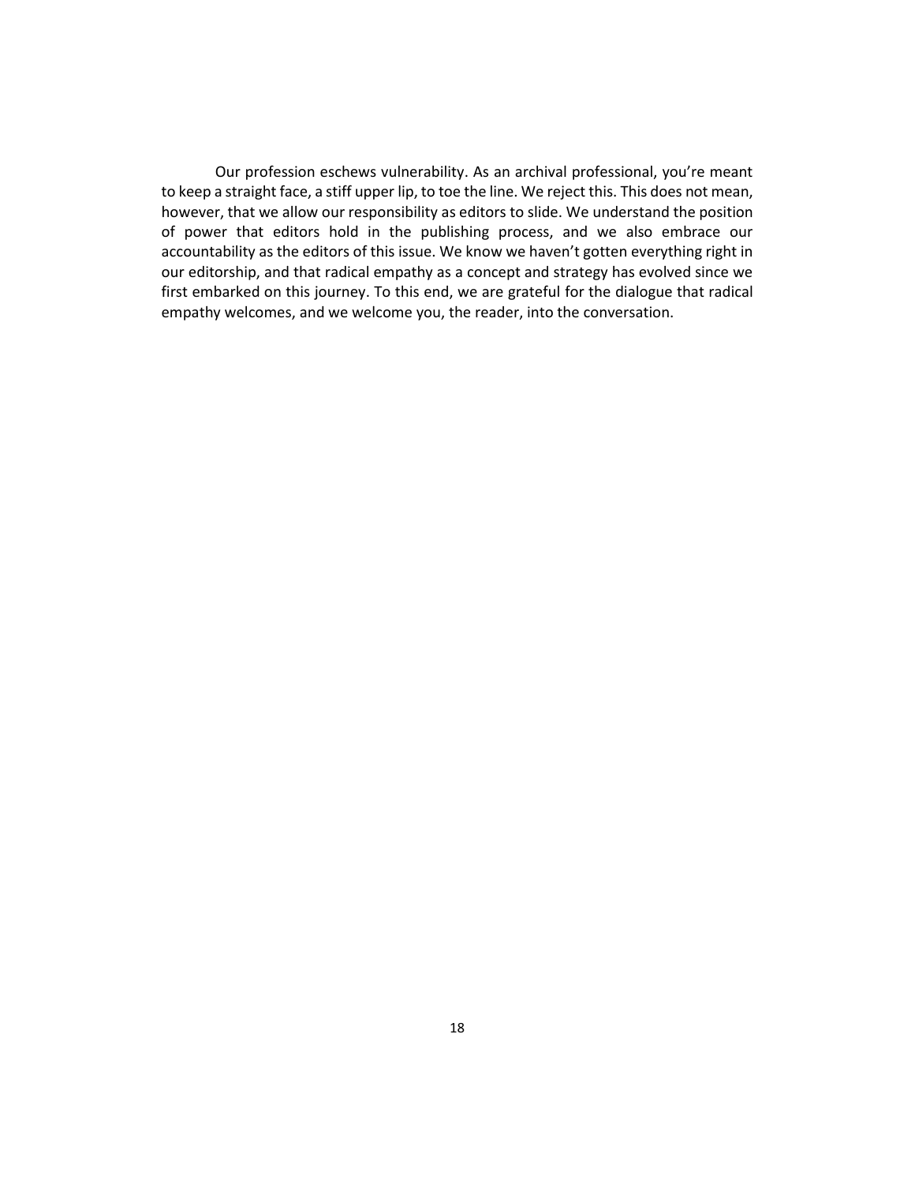Our profession eschews vulnerability. As an archival professional, you're meant to keep a straight face, a stiff upper lip, to toe the line. We reject this. This does not mean, however, that we allow our responsibility as editors to slide. We understand the position of power that editors hold in the publishing process, and we also embrace our accountability as the editors of this issue. We know we haven't gotten everything right in our editorship, and that radical empathy as a concept and strategy has evolved since we first embarked on this journey. To this end, we are grateful for the dialogue that radical empathy welcomes, and we welcome you, the reader, into the conversation.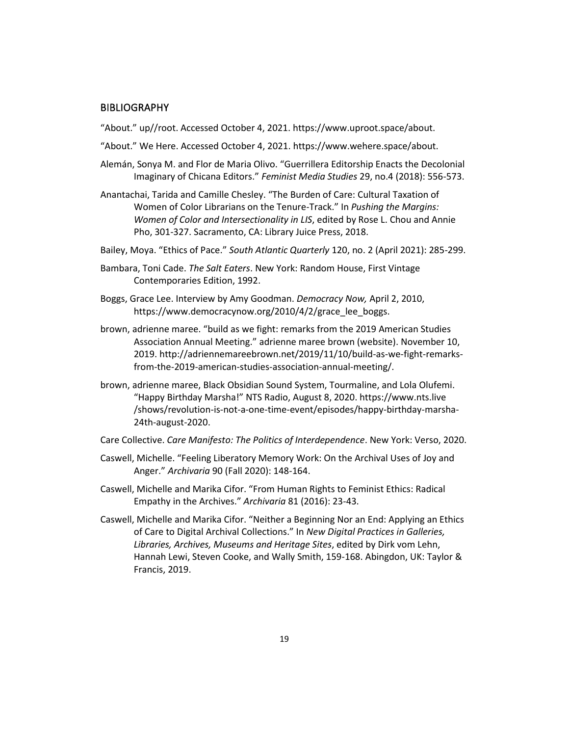## BIBLIOGRAPHY

"About." up//root. Accessed October 4, 2021. https://www.uproot.space/about.

"About." We Here. Accessed October 4, 2021. https://www.wehere.space/about.

Alemán, Sonya M. and Flor de Maria Olivo. "Guerrillera Editorship Enacts the Decolonial Imaginary of Chicana Editors." *Feminist Media Studies* 29, no.4 (2018): 556-573.

Anantachai, Tarida and Camille Chesley. "The Burden of Care: Cultural Taxation of Women of Color Librarians on the Tenure-Track." In *Pushing the Margins: Women of Color and Intersectionality in LIS*, edited by Rose L. Chou and Annie Pho, 301-327. Sacramento, CA: Library Juice Press, 2018.

Bailey, Moya. "Ethics of Pace." *South Atlantic Quarterly* 120, no. 2 (April 2021): 285-299.

Bambara, Toni Cade. *The Salt Eaters*. New York: Random House, First Vintage Contemporaries Edition, 1992.

Boggs, Grace Lee. Interview by Amy Goodman. *Democracy Now,* April 2, 2010, https://www.democracynow.org/2010/4/2/grace_lee_boggs.

brown, adrienne maree. "build as we fight: remarks from the 2019 American Studies Association Annual Meeting." adrienne maree brown (website). November 10, 2019. http://adriennemareebrown.net/2019/11/10/build-as-we-fight-remarks-from-the-2019-american-studies-association-annual-meeting/.

brown, adrienne maree, Black Obsidian Sound System, Tourmaline, and Lola Olufemi. "Happy Birthday Marsha!" NTS Radio, August 8, 2020. https://www.nts.live /shows/revolution-is-not-a-one-time-event/episodes/happy-birthday-marsha-24th-august-2020.

Care Collective. *Care Manifesto: The Politics of Interdependence*. New York: Verso, 2020.

Caswell, Michelle. "Feeling Liberatory Memory Work: On the Archival Uses of Joy and Anger." *Archivaria* 90 (Fall 2020): 148-164.

Caswell, Michelle and Marika Cifor. "From Human Rights to Feminist Ethics: Radical Empathy in the Archives." *Archivaria* 81 (2016): 23-43.

Caswell, Michelle and Marika Cifor. "Neither a Beginning Nor an End: Applying an Ethics of Care to Digital Archival Collections." In *New Digital Practices in Galleries, Libraries, Archives, Museums and Heritage Sites*, edited by Dirk vom Lehn, Hannah Lewi, Steven Cooke, and Wally Smith, 159-168. Abingdon, UK: Taylor & Francis, 2019.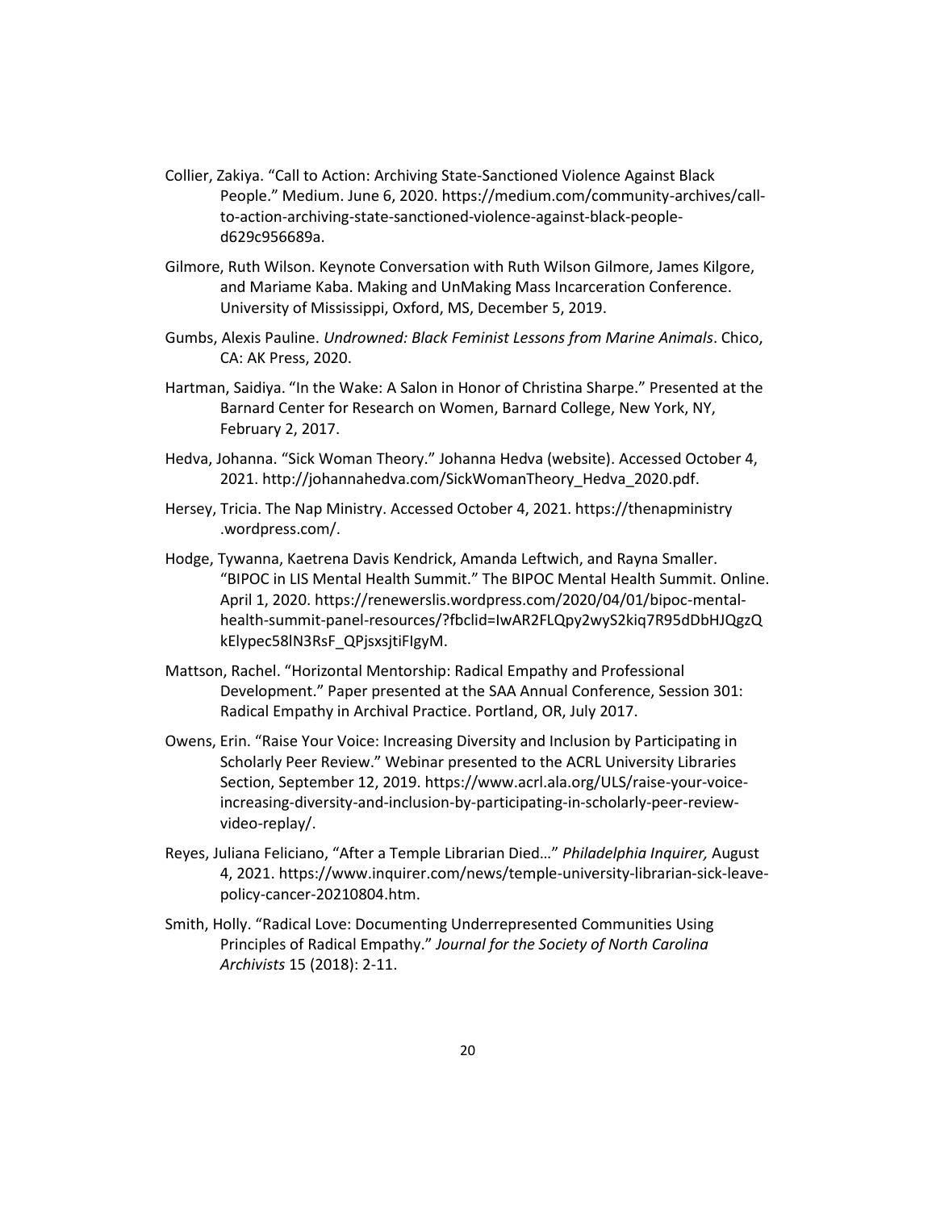Collier, Zakiya. "Call to Action: Archiving State-Sanctioned Violence Against Black People." Medium. June 6, 2020. https://medium.com/community-archives/call-to-action-archiving-state-sanctioned-violence-against-black-people-d629c956689a.

Gilmore, Ruth Wilson. Keynote Conversation with Ruth Wilson Gilmore, James Kilgore, and Mariame Kaba. Making and UnMaking Mass Incarceration Conference. University of Mississippi, Oxford, MS, December 5, 2019.

Gumbs, Alexis Pauline. *Undrowned: Black Feminist Lessons from Marine Animals*. Chico, CA: AK Press, 2020.

Hartman, Saidiya. "In the Wake: A Salon in Honor of Christina Sharpe." Presented at the Barnard Center for Research on Women, Barnard College, New York, NY, February 2, 2017.

Hedva, Johanna. "Sick Woman Theory." Johanna Hedva (website). Accessed October 4, 2021. http://johannahedva.com/SickWomanTheory_Hedva_2020.pdf.

Hersey, Tricia. The Nap Ministry. Accessed October 4, 2021. https://thenapministry .wordpress.com/.

Hodge, Tywanna, Kaetrena Davis Kendrick, Amanda Leftwich, and Rayna Smaller. "BIPOC in LIS Mental Health Summit." The BIPOC Mental Health Summit. Online. April 1, 2020. https://renewerslis.wordpress.com/2020/04/01/bipoc-mental-health-summit-panel-resources/?fbclid=IwAR2FLQpy2wyS2kiq7R95dDbHJQgzQkElypec58lN3RsF_QPjsxsjtiFIgyM.

Mattson, Rachel. "Horizontal Mentorship: Radical Empathy and Professional Development." Paper presented at the SAA Annual Conference, Session 301: Radical Empathy in Archival Practice. Portland, OR, July 2017.

Owens, Erin. "Raise Your Voice: Increasing Diversity and Inclusion by Participating in Scholarly Peer Review." Webinar presented to the ACRL University Libraries Section, September 12, 2019. https://www.acrl.ala.org/ULS/raise-your-voice-increasing-diversity-and-inclusion-by-participating-in-scholarly-peer-review-video-replay/.

Reyes, Juliana Feliciano, "After a Temple Librarian Died…" *Philadelphia Inquirer,* August 4, 2021. https://www.inquirer.com/news/temple-university-librarian-sick-leave-policy-cancer-20210804.htm.

Smith, Holly. "Radical Love: Documenting Underrepresented Communities Using Principles of Radical Empathy." *Journal for the Society of North Carolina Archivists* 15 (2018): 2-11.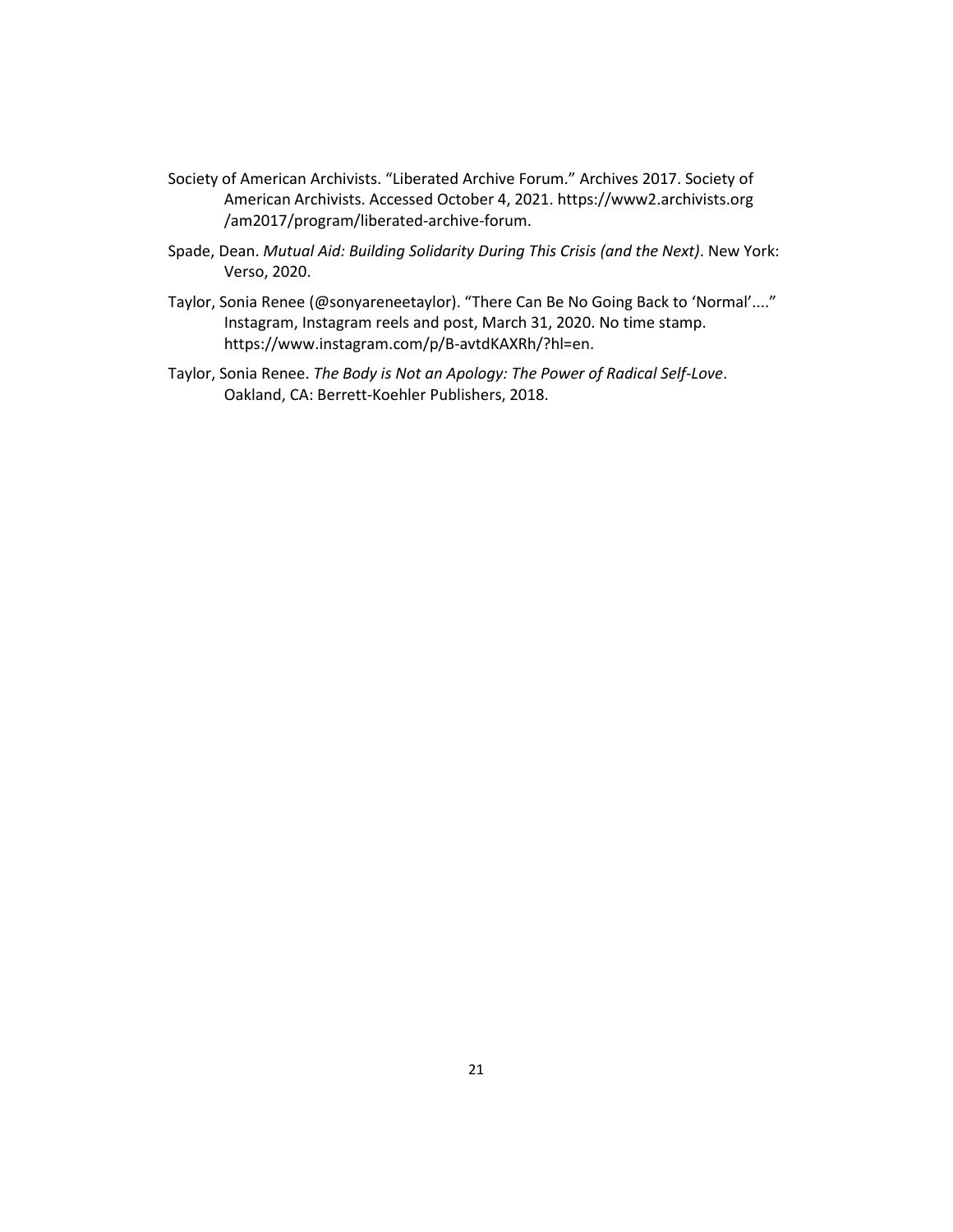Society of American Archivists. "Liberated Archive Forum." Archives 2017. Society of American Archivists. Accessed October 4, 2021. https://www2.archivists.org/am2017/program/liberated-archive-forum.

Spade, Dean. *Mutual Aid: Building Solidarity During This Crisis (and the Next)*. New York: Verso, 2020.

Taylor, Sonia Renee (@sonyareneetaylor). "There Can Be No Going Back to 'Normal'...." Instagram, Instagram reels and post, March 31, 2020. No time stamp. https://www.instagram.com/p/B-avtdKAXRh/?hl=en.

Taylor, Sonia Renee. *The Body is Not an Apology: The Power of Radical Self-Love*. Oakland, CA: Berrett-Koehler Publishers, 2018.